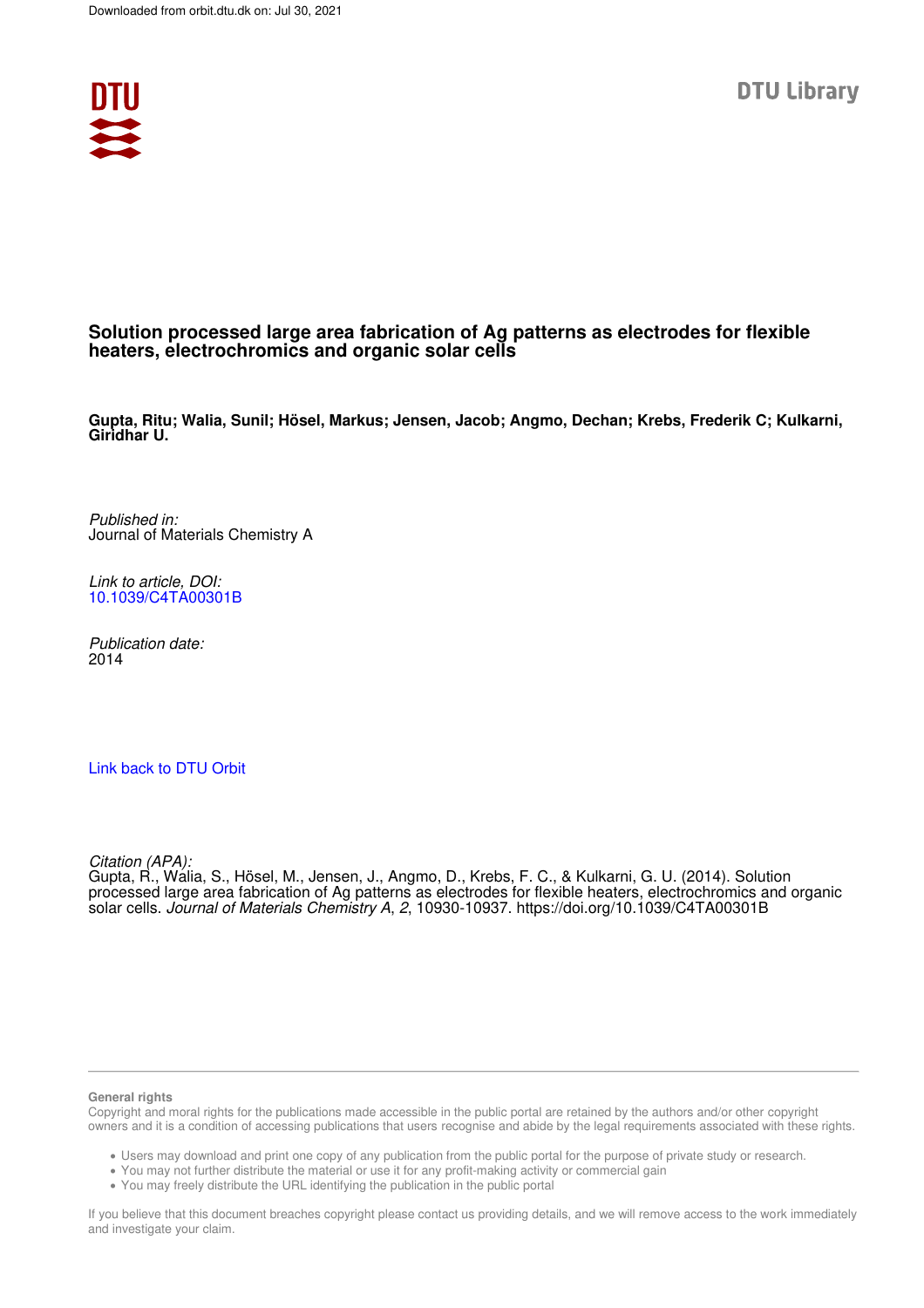Downloaded from orbit.dtu.dk on: Jul 30, 2021

DTU Library

# Solution processed large area fabrication of Ag patterns as electrodes for flexible heaters, electrochromics and organic solar cells

**Gupta, Ritu; Walia, Sunil; Hösel, Markus; Jensen, Jacob; Angmo, Dechan; Krebs, Frederik C; Kulkarni, Giridhar U.**

*Published in:*
Journal of Materials Chemistry A

*Link to article, DOI:*
10.1039/C4TA00301B

*Publication date:*
2014

Link back to DTU Orbit

*Citation (APA):*
Gupta, R., Walia, S., Hösel, M., Jensen, J., Angmo, D., Krebs, F. C., & Kulkarni, G. U. (2014). Solution processed large area fabrication of Ag patterns as electrodes for flexible heaters, electrochromics and organic solar cells. *Journal of Materials Chemistry A*, *2*, 10930-10937. https://doi.org/10.1039/C4TA00301B

**General rights**

Copyright and moral rights for the publications made accessible in the public portal are retained by the authors and/or other copyright owners and it is a condition of accessing publications that users recognise and abide by the legal requirements associated with these rights.

- Users may download and print one copy of any publication from the public portal for the purpose of private study or research.
- You may not further distribute the material or use it for any profit-making activity or commercial gain
- You may freely distribute the URL identifying the publication in the public portal

If you believe that this document breaches copyright please contact us providing details, and we will remove access to the work immediately and investigate your claim.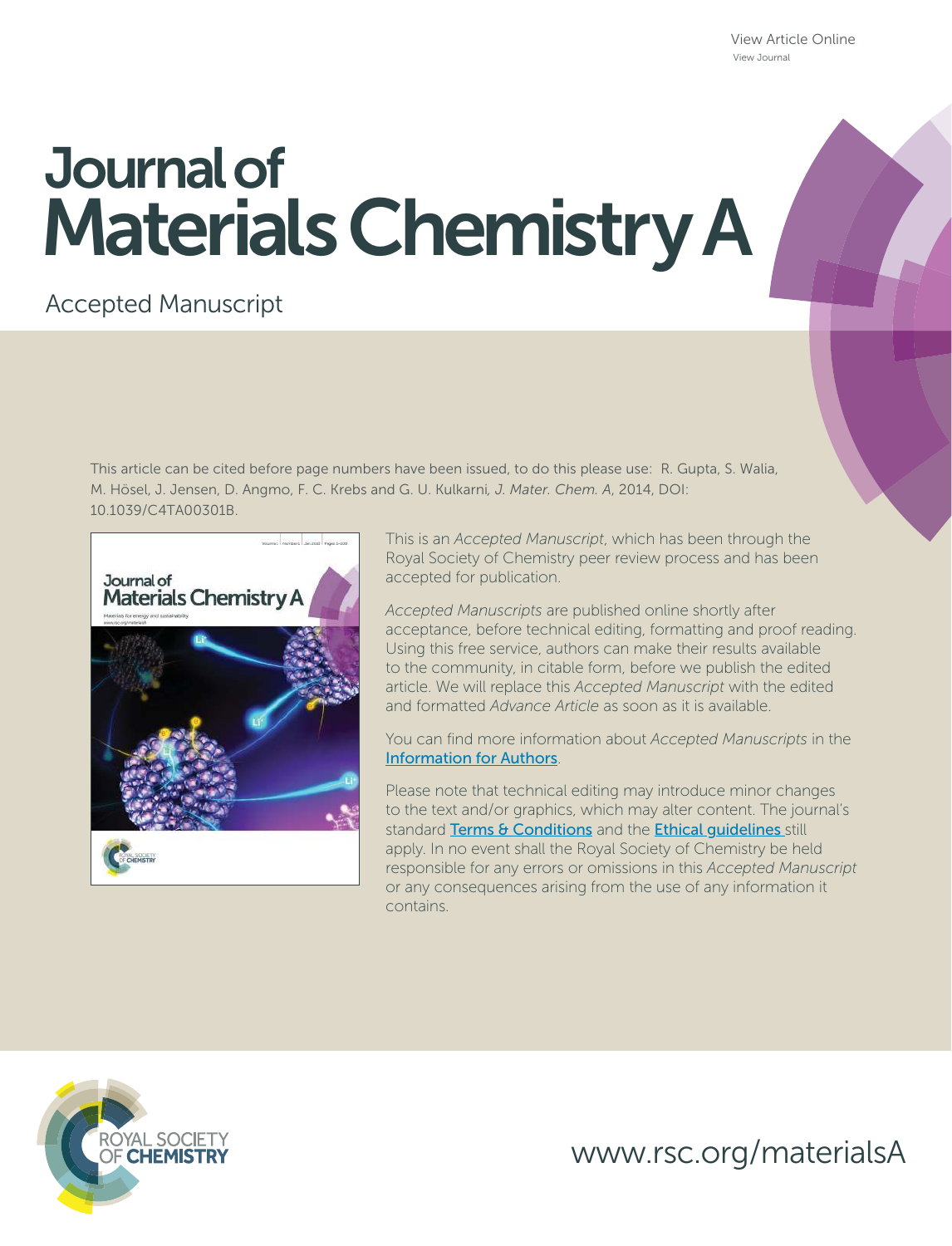View Article Online

View Journal

# Journal of Materials Chemistry A

Accepted Manuscript

This article can be cited before page numbers have been issued, to do this please use: R. Gupta, S. Walia, M. Hösel, J. Jensen, D. Angmo, F. C. Krebs and G. U. Kulkarni, *J. Mater. Chem. A*, 2014, DOI: 10.1039/C4TA00301B.

This is an *Accepted Manuscript*, which has been through the Royal Society of Chemistry peer review process and has been accepted for publication.

*Accepted Manuscripts* are published online shortly after acceptance, before technical editing, formatting and proof reading. Using this free service, authors can make their results available to the community, in citable form, before we publish the edited article. We will replace this *Accepted Manuscript* with the edited and formatted *Advance Article* as soon as it is available.

You can find more information about *Accepted Manuscripts* in the Information for Authors.

Please note that technical editing may introduce minor changes to the text and/or graphics, which may alter content. The journal's standard Terms & Conditions and the Ethical guidelines still apply. In no event shall the Royal Society of Chemistry be held responsible for any errors or omissions in this *Accepted Manuscript* or any consequences arising from the use of any information it contains.

ROYAL SOCIETY OF CHEMISTRY

www.rsc.org/materialsA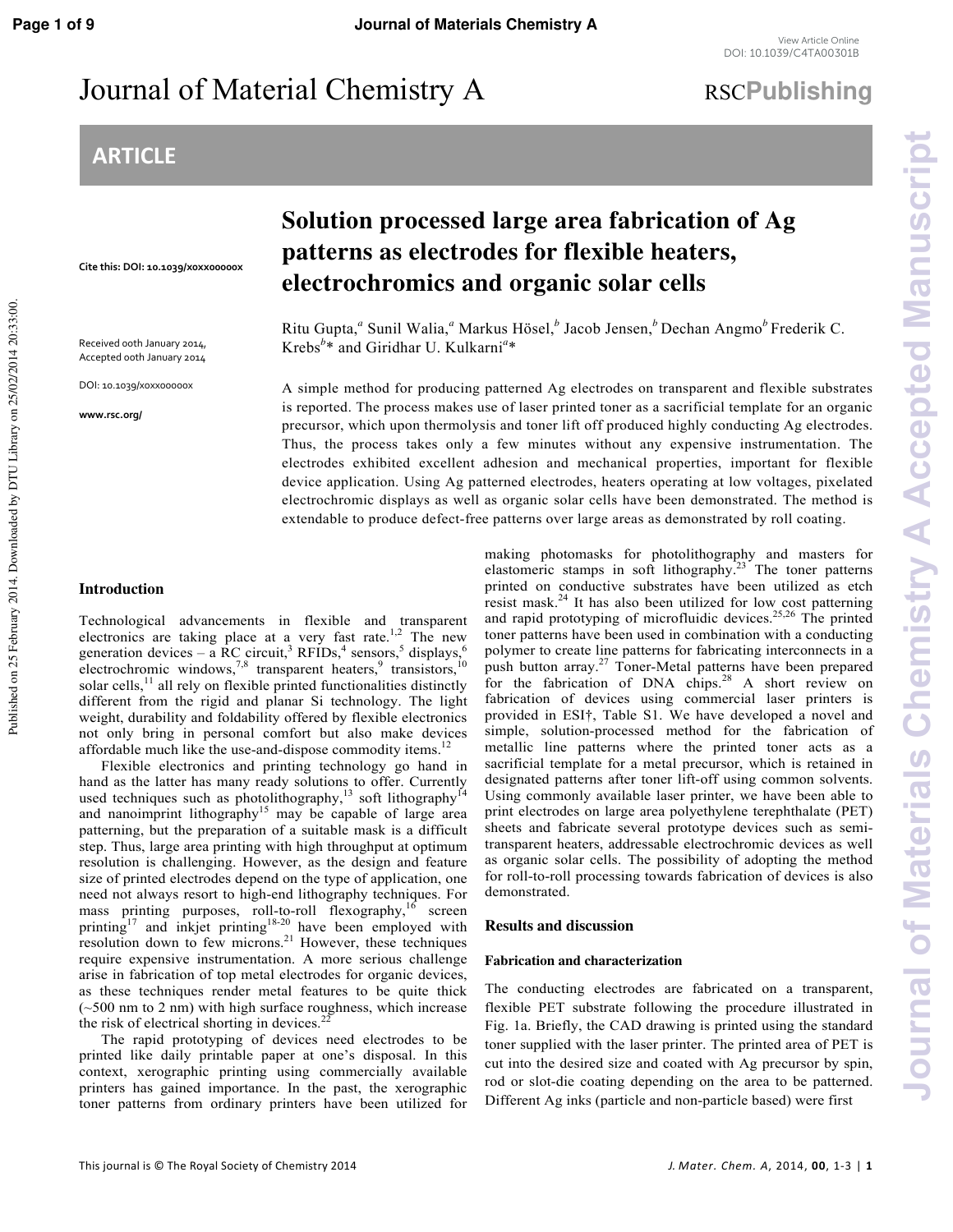# Journal of Material Chemistry A

## ARTICLE

Cite this: DOI: 10.1039/x0xx00000x

Received 00th January 2014,
Accepted 00th January 2014

DOI: 10.1039/x0xx00000x

www.rsc.org/

# Solution processed large area fabrication of Ag patterns as electrodes for flexible heaters, electrochromics and organic solar cells

Ritu Gupta,[a] Sunil Walia,[a] Markus Hösel,[b] Jacob Jensen,[b] Dechan Angmo[b] Frederik C. Krebs[b]* and Giridhar U. Kulkarni[a]*

A simple method for producing patterned Ag electrodes on transparent and flexible substrates is reported. The process makes use of laser printed toner as a sacrificial template for an organic precursor, which upon thermolysis and toner lift off produced highly conducting Ag electrodes. Thus, the process takes only a few minutes without any expensive instrumentation. The electrodes exhibited excellent adhesion and mechanical properties, important for flexible device application. Using Ag patterned electrodes, heaters operating at low voltages, pixelated electrochromic displays as well as organic solar cells have been demonstrated. The method is extendable to produce defect-free patterns over large areas as demonstrated by roll coating.

## Introduction

Technological advancements in flexible and transparent electronics are taking place at a very fast rate.[1,2] The new generation devices – a RC circuit,[3] RFIDs,[4] sensors,[5] displays,[6] electrochromic windows,[7,8] transparent heaters,[9] transistors,[10] solar cells,[11] all rely on flexible printed functionalities distinctly different from the rigid and planar Si technology. The light weight, durability and foldability offered by flexible electronics not only bring in personal comfort but also make devices affordable much like the use-and-dispose commodity items.[12]

Flexible electronics and printing technology go hand in hand as the latter has many ready solutions to offer. Currently used techniques such as photolithography,[13] soft lithography[14] and nanoimprint lithography[15] may be capable of large area patterning, but the preparation of a suitable mask is a difficult step. Thus, large area printing with high throughput at optimum resolution is challenging. However, as the design and feature size of printed electrodes depend on the type of application, one need not always resort to high-end lithography techniques. For mass printing purposes, roll-to-roll flexography,[16] screen printing[17] and inkjet printing[18-20] have been employed with resolution down to few microns.[21] However, these techniques require expensive instrumentation. A more serious challenge arise in fabrication of top metal electrodes for organic devices, as these techniques render metal features to be quite thick (~500 nm to 2 nm) with high surface roughness, which increase the risk of electrical shorting in devices.[22]

The rapid prototyping of devices need electrodes to be printed like daily printable paper at one's disposal. In this context, xerographic printing using commercially available printers has gained importance. In the past, the xerographic toner patterns from ordinary printers have been utilized for making photomasks for photolithography and masters for elastomeric stamps in soft lithography.[23] The toner patterns printed on conductive substrates have been utilized as etch resist mask.[24] It has also been utilized for low cost patterning and rapid prototyping of microfluidic devices.[25,26] The printed toner patterns have been used in combination with a conducting polymer to create line patterns for fabricating interconnects in a push button array.[27] Toner-Metal patterns have been prepared for the fabrication of DNA chips.[28] A short review on fabrication of devices using commercial laser printers is provided in ESI†, Table S1. We have developed a novel and simple, solution-processed method for the fabrication of metallic line patterns where the printed toner acts as a sacrificial template for a metal precursor, which is retained in designated patterns after toner lift-off using common solvents. Using commonly available laser printer, we have been able to print electrodes on large area polyethylene terephthalate (PET) sheets and fabricate several prototype devices such as semi-transparent heaters, addressable electrochromic devices as well as organic solar cells. The possibility of adopting the method for roll-to-roll processing towards fabrication of devices is also demonstrated.

## Results and discussion

### Fabrication and characterization

The conducting electrodes are fabricated on a transparent, flexible PET substrate following the procedure illustrated in Fig. 1a. Briefly, the CAD drawing is printed using the standard toner supplied with the laser printer. The printed area of PET is cut into the desired size and coated with Ag precursor by spin, rod or slot-die coating depending on the area to be patterned. Different Ag inks (particle and non-particle based) were first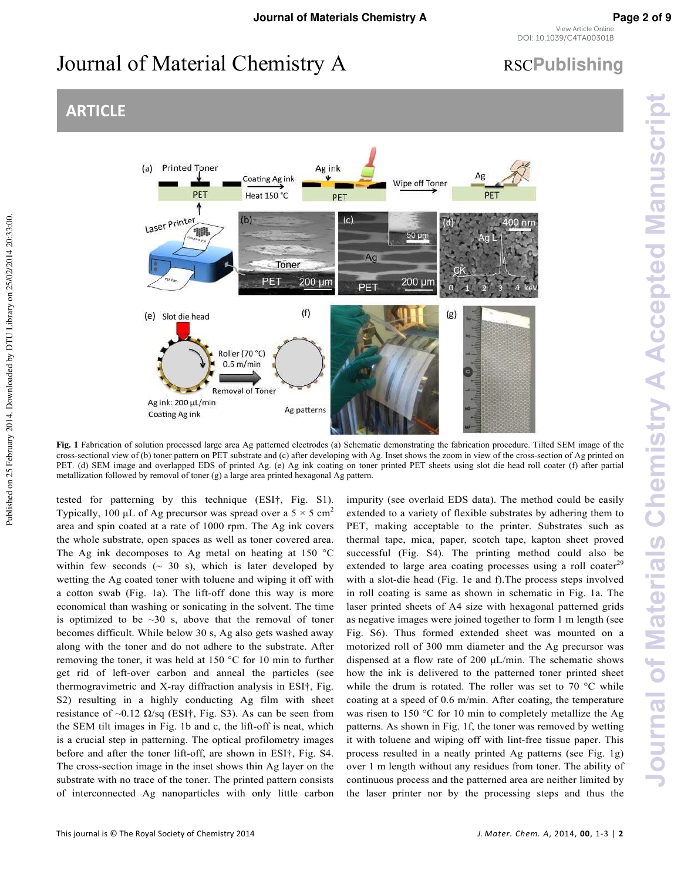Fig. 1 Fabrication of solution processed large area Ag patterned electrodes (a) Schematic demonstrating the fabrication procedure. Tilted SEM image of the cross-sectional view of (b) toner pattern on PET substrate and (c) after developing with Ag. Inset shows the zoom in view of the cross-section of Ag printed on PET. (d) SEM image and overlapped EDS of printed Ag. (e) Ag ink coating on toner printed PET sheets using slot die head roll coater (f) after partial metallization followed by removal of toner (g) a large area printed hexagonal Ag pattern.

tested for patterning by this technique (ESI†, Fig. S1). Typically, 100 μL of Ag precursor was spread over a 5 × 5 $cm^2$ area and spin coated at a rate of 1000 rpm. The Ag ink covers the whole substrate, open spaces as well as toner covered area. The Ag ink decomposes to Ag metal on heating at 150 °C within few seconds (~ 30 s), which is later developed by wetting the Ag coated toner with toluene and wiping it off with a cotton swab (Fig. 1a). The lift-off done this way is more economical than washing or sonicating in the solvent. The time is optimized to be ~30 s, above that the removal of toner becomes difficult. While below 30 s, Ag also gets washed away along with the toner and do not adhere to the substrate. After removing the toner, it was held at 150 °C for 10 min to further get rid of left-over carbon and anneal the particles (see thermogravimetric and X-ray diffraction analysis in ESI†, Fig. S2) resulting in a highly conducting Ag film with sheet resistance of ~0.12 Ω/sq (ESI†, Fig. S3). As can be seen from the SEM tilt images in Fig. 1b and c, the lift-off is neat, which is a crucial step in patterning. The optical profilometry images before and after the toner lift-off, are shown in ESI†, Fig. S4. The cross-section image in the inset shows thin Ag layer on the substrate with no trace of the toner. The printed pattern consists of interconnected Ag nanoparticles with only little carbon impurity (see overlaid EDS data). The method could be easily extended to a variety of flexible substrates by adhering them to PET, making acceptable to the printer. Substrates such as thermal tape, mica, paper, scotch tape, kapton sheet proved successful (Fig. S4). The printing method could also be extended to large area coating processes using a roll coater[29] with a slot-die head (Fig. 1e and f).The process steps involved in roll coating is same as shown in schematic in Fig. 1a. The laser printed sheets of A4 size with hexagonal patterned grids as negative images were joined together to form 1 m length (see Fig. S6). Thus formed extended sheet was mounted on a motorized roll of 300 mm diameter and the Ag precursor was dispensed at a flow rate of 200 μL/min. The schematic shows how the ink is delivered to the patterned toner printed sheet while the drum is rotated. The roller was set to 70 °C while coating at a speed of 0.6 m/min. After coating, the temperature was risen to 150 °C for 10 min to completely metallize the Ag patterns. As shown in Fig. 1f, the toner was removed by wetting it with toluene and wiping off with lint-free tissue paper. This process resulted in a neatly printed Ag patterns (see Fig. 1g) over 1 m length without any residues from toner. The ability of continuous process and the patterned area are neither limited by the laser printer nor by the processing steps and thus the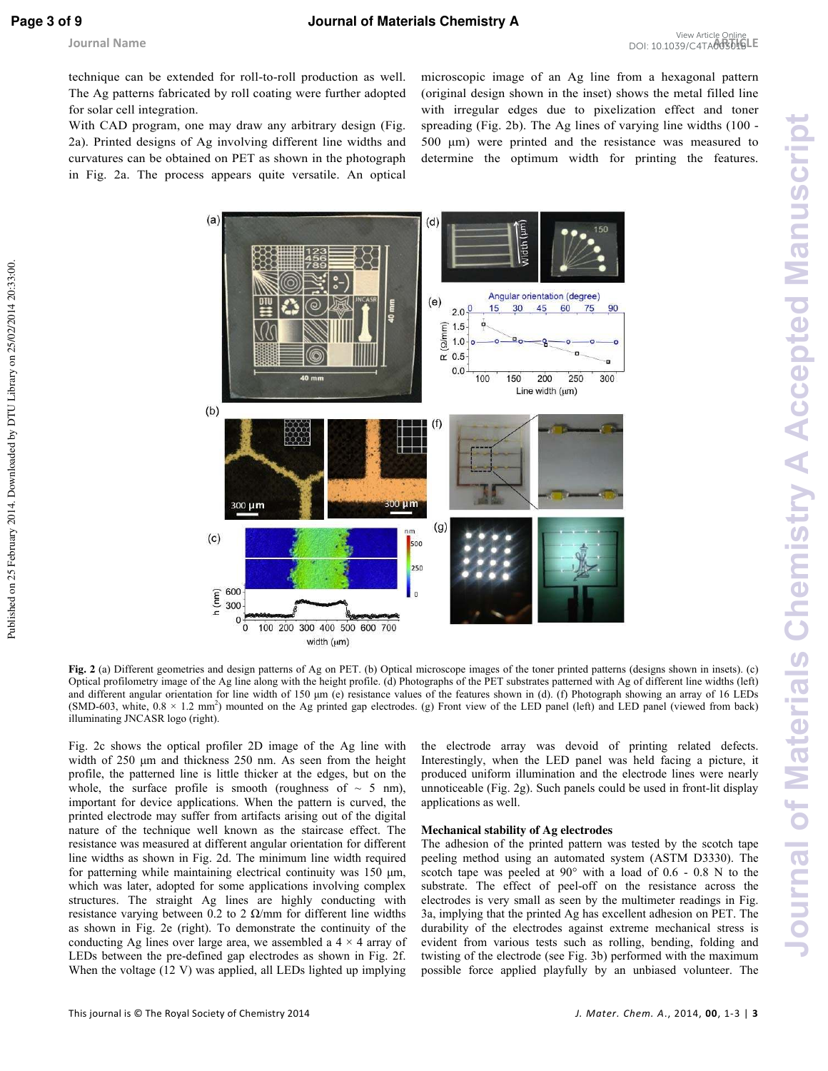technique can be extended for roll-to-roll production as well. The Ag patterns fabricated by roll coating were further adopted for solar cell integration.

With CAD program, one may draw any arbitrary design (Fig. 2a). Printed designs of Ag involving different line widths and curvatures can be obtained on PET as shown in the photograph in Fig. 2a. The process appears quite versatile. An optical microscopic image of an Ag line from a hexagonal pattern (original design shown in the inset) shows the metal filled line with irregular edges due to pixelization effect and toner spreading (Fig. 2b). The Ag lines of varying line widths (100 - 500 μm) were printed and the resistance was measured to determine the optimum width for printing the features.

**Fig. 2** (a) Different geometries and design patterns of Ag on PET. (b) Optical microscope images of the toner printed patterns (designs shown in insets). (c) Optical profilometry image of the Ag line along with the height profile. (d) Photographs of the PET substrates patterned with Ag of different line widths (left) and different angular orientation for line width of 150 μm (e) resistance values of the features shown in (d). (f) Photograph showing an array of 16 LEDs (SMD-603, white, 0.8 × 1.2 mm$^2$) mounted on the Ag printed gap electrodes. (g) Front view of the LED panel (left) and LED panel (viewed from back) illuminating JNCASR logo (right).

Fig. 2c shows the optical profiler 2D image of the Ag line with width of 250 μm and thickness 250 nm. As seen from the height profile, the patterned line is little thicker at the edges, but on the whole, the surface profile is smooth (roughness of ~ 5 nm), important for device applications. When the pattern is curved, the printed electrode may suffer from artifacts arising out of the digital nature of the technique well known as the staircase effect. The resistance was measured at different angular orientation for different line widths as shown in Fig. 2d. The minimum line width required for patterning while maintaining electrical continuity was 150 μm, which was later, adopted for some applications involving complex structures. The straight Ag lines are highly conducting with resistance varying between 0.2 to 2 Ω/mm for different line widths as shown in Fig. 2e (right). To demonstrate the continuity of the conducting Ag lines over large area, we assembled a 4 × 4 array of LEDs between the pre-defined gap electrodes as shown in Fig. 2f. When the voltage (12 V) was applied, all LEDs lighted up implying the electrode array was devoid of printing related defects. Interestingly, when the LED panel was held facing a picture, it produced uniform illumination and the electrode lines were nearly unnoticeable (Fig. 2g). Such panels could be used in front-lit display applications as well.

### Mechanical stability of Ag electrodes

The adhesion of the printed pattern was tested by the scotch tape peeling method using an automated system (ASTM D3330). The scotch tape was peeled at 90° with a load of 0.6 - 0.8 N to the substrate. The effect of peel-off on the resistance across the electrodes is very small as seen by the multimeter readings in Fig. 3a, implying that the printed Ag has excellent adhesion on PET. The durability of the electrodes against extreme mechanical stress is evident from various tests such as rolling, bending, folding and twisting of the electrode (see Fig. 3b) performed with the maximum possible force applied playfully by an unbiased volunteer. The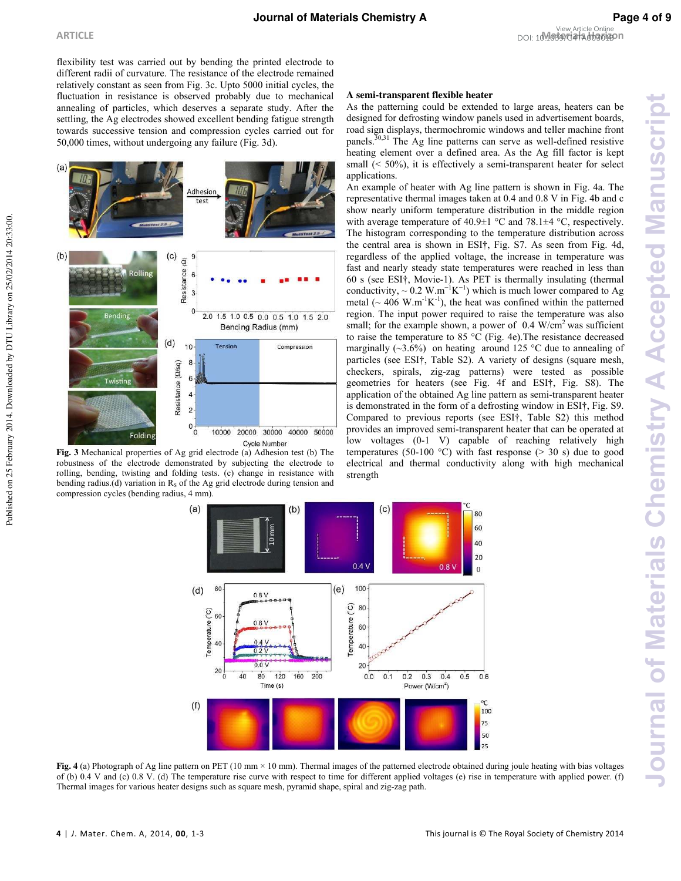flexibility test was carried out by bending the printed electrode to different radii of curvature. The resistance of the electrode remained relatively constant as seen from Fig. 3c. Upto 5000 initial cycles, the fluctuation in resistance is observed probably due to mechanical annealing of particles, which deserves a separate study. After the settling, the Ag electrodes showed excellent bending fatigue strength towards successive tension and compression cycles carried out for 50,000 times, without undergoing any failure (Fig. 3d).

**Fig. 3** Mechanical properties of Ag grid electrode (a) Adhesion test (b) The robustness of the electrode demonstrated by subjecting the electrode to rolling, bending, twisting and folding tests. (c) change in resistance with bending radius.(d) variation in $R_S$ of the Ag grid electrode during tension and compression cycles (bending radius, 4 mm).

### A semi-transparent flexible heater

As the patterning could be extended to large areas, heaters can be designed for defrosting window panels used in advertisement boards, road sign displays, thermochromic windows and teller machine front panels.[30,31] The Ag line patterns can serve as well-defined resistive heating element over a defined area. As the Ag fill factor is kept small (< 50%), it is effectively a semi-transparent heater for select applications.

An example of heater with Ag line pattern is shown in Fig. 4a. The representative thermal images taken at 0.4 and 0.8 V in Fig. 4b and c show nearly uniform temperature distribution in the middle region with average temperature of 40.9±1 °C and 78.1±4 °C, respectively. The histogram corresponding to the temperature distribution across the central area is shown in ESI†, Fig. S7. As seen from Fig. 4d, regardless of the applied voltage, the increase in temperature was fast and nearly steady state temperatures were reached in less than 60 s (see ESI†, Movie-1). As PET is thermally insulating (thermal conductivity, ~ 0.2 $W.m^{-1}K^{-1}$) which is much lower compared to Ag metal (~ 406 $W.m^{-1}K^{-1}$), the heat was confined within the patterned region. The input power required to raise the temperature was also small; for the example shown, a power of 0.4 $W/cm^2$ was sufficient to raise the temperature to 85 °C (Fig. 4e).The resistance decreased marginally (~3.6%) on heating around 125 °C due to annealing of particles (see ESI†, Table S2). A variety of designs (square mesh, checkers, spirals, zig-zag patterns) were tested as possible geometries for heaters (see Fig. 4f and ESI†, Fig. S8). The application of the obtained Ag line pattern as semi-transparent heater is demonstrated in the form of a defrosting window in ESI†, Fig. S9. Compared to previous reports (see ESI†, Table S2) this method provides an improved semi-transparent heater that can be operated at low voltages (0-1 V) capable of reaching relatively high temperatures (50-100 °C) with fast response (> 30 s) due to good electrical and thermal conductivity along with high mechanical strength

**Fig. 4** (a) Photograph of Ag line pattern on PET (10 mm × 10 mm). Thermal images of the patterned electrode obtained during joule heating with bias voltages of (b) 0.4 V and (c) 0.8 V. (d) The temperature rise curve with respect to time for different applied voltages (e) rise in temperature with applied power. (f) Thermal images for various heater designs such as square mesh, pyramid shape, spiral and zig-zag path.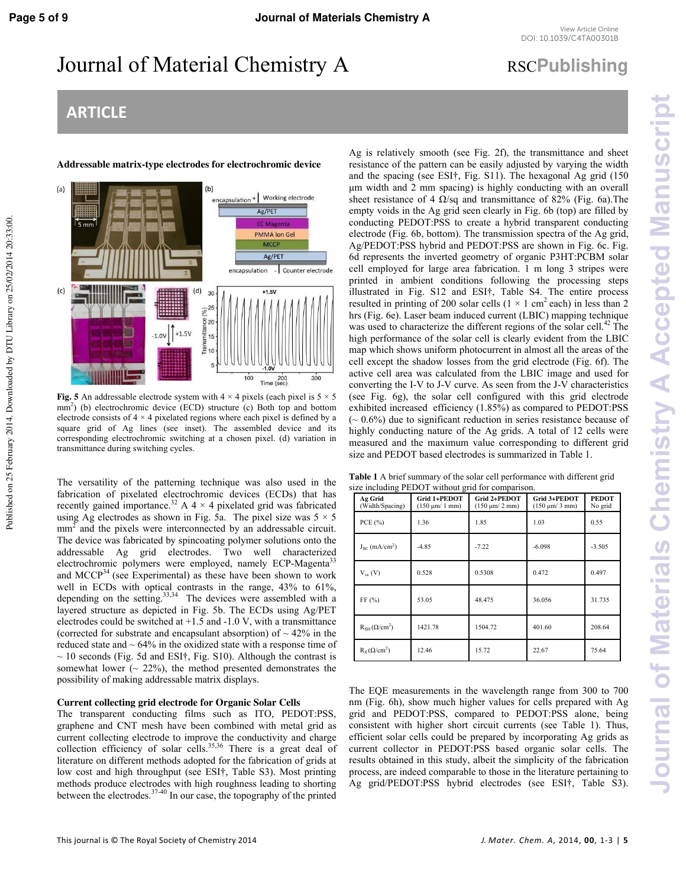## Addressable matrix-type electrodes for electrochromic device

**Fig. 5** An addressable electrode system with 4 × 4 pixels (each pixel is 5 × 5 $mm^2$) (b) electrochromic device (ECD) structure (c) Both top and bottom electrode consists of 4 × 4 pixelated regions where each pixel is defined by a square grid of Ag lines (see inset). The assembled device and its corresponding electrochromic switching at a chosen pixel. (d) variation in transmittance during switching cycles.

The versatility of the patterning technique was also used in the fabrication of pixelated electrochromic devices (ECDs) that has recently gained importance.[32] A 4 × 4 pixelated grid was fabricated using Ag electrodes as shown in Fig. 5a. The pixel size was 5 × 5 $mm^2$ and the pixels were interconnected by an addressable circuit. The device was fabricated by spincoating polymer solutions onto the addressable Ag grid electrodes. Two well characterized electrochromic polymers were employed, namely ECP-Magenta[33] and MCCP[34] (see Experimental) as these have been shown to work well in ECDs with optical contrasts in the range, 43% to 61%, depending on the setting.[33,34] The devices were assembled with a layered structure as depicted in Fig. 5b. The ECDs using Ag/PET electrodes could be switched at +1.5 and -1.0 V, with a transmittance (corrected for substrate and encapsulant absorption) of ~ 42% in the reduced state and ~ 64% in the oxidized state with a response time of ~ 10 seconds (Fig. 5d and ESI†, Fig. S10). Although the contrast is somewhat lower (~ 22%), the method presented demonstrates the possibility of making addressable matrix displays.

## Current collecting grid electrode for Organic Solar Cells

The transparent conducting films such as ITO, PEDOT:PSS, graphene and CNT mesh have been combined with metal grid as current collecting electrode to improve the conductivity and charge collection efficiency of solar cells.[35,36] There is a great deal of literature on different methods adopted for the fabrication of grids at low cost and high throughput (see ESI†, Table S3). Most printing methods produce electrodes with high roughness leading to shorting between the electrodes.[37-40] In our case, the topography of the printed Ag is relatively smooth (see Fig. 2f), the transmittance and sheet resistance of the pattern can be easily adjusted by varying the width and the spacing (see ESI†, Fig. S11). The hexagonal Ag grid (150 μm width and 2 mm spacing) is highly conducting with an overall sheet resistance of 4 Ω/sq and transmittance of 82% (Fig. 6a).The empty voids in the Ag grid seen clearly in Fig. 6b (top) are filled by conducting PEDOT:PSS to create a hybrid transparent conducting electrode (Fig. 6b, bottom). The transmission spectra of the Ag grid, Ag/PEDOT:PSS hybrid and PEDOT:PSS are shown in Fig. 6c. Fig. 6d represents the inverted geometry of organic P3HT:PCBM solar cell employed for large area fabrication. 1 m long 3 stripes were printed in ambient conditions following the processing steps illustrated in Fig. S12 and ESI†, Table S4. The entire process resulted in printing of 200 solar cells (1 × 1 $cm^2$ each) in less than 2 hrs (Fig. 6e). Laser beam induced current (LBIC) mapping technique was used to characterize the different regions of the solar cell.[42] The high performance of the solar cell is clearly evident from the LBIC map which shows uniform photocurrent in almost all the areas of the cell except the shadow losses from the grid electrode (Fig. 6f). The active cell area was calculated from the LBIC image and used for converting the I-V to J-V curve. As seen from the J-V characteristics (see Fig. 6g), the solar cell configured with this grid electrode exhibited increased efficiency (1.85%) as compared to PEDOT:PSS (~ 0.6%) due to significant reduction in series resistance because of highly conducting nature of the Ag grids. A total of 12 cells were measured and the maximum value corresponding to different grid size and PEDOT based electrodes is summarized in Table 1.

**Table 1** A brief summary of the solar cell performance with different grid size including PEDOT without grid for comparison.

| Ag Grid (Width/Spacing) | Grid 1+PEDOT (150 μm/ 1 mm) | Grid 2+PEDOT (150 μm/ 2 mm) | Grid 3+PEDOT (150 μm/ 3 mm) | PEDOT No grid |
|---|---|---|---|---|
| PCE (%) | 1.36 | 1.85 | 1.03 | 0.55 |
| $J_{SC}$ (mA/$cm^2$) | -4.85 | -7.22 | -6.098 | -3.505 |
| $V_{oc}$ (V) | 0.528 | 0.5308 | 0.472 | 0.497 |
| FF (%) | 53.05 | 48.475 | 36.056 | 31.735 |
| $R_{SH}$ (Ω/$cm^2$) | 1421.78 | 1504.72 | 401.60 | 208.64 |
| $R_S$ (Ω/$cm^2$) | 12.46 | 15.72 | 22.67 | 75.64 |

The EQE measurements in the wavelength range from 300 to 700 nm (Fig. 6h), show much higher values for cells prepared with Ag grid and PEDOT:PSS, compared to PEDOT:PSS alone, being consistent with higher short circuit currents (see Table 1). Thus, efficient solar cells could be prepared by incorporating Ag grids as current collector in PEDOT:PSS based organic solar cells. The results obtained in this study, albeit the simplicity of the fabrication process, are indeed comparable to those in the literature pertaining to Ag grid/PEDOT:PSS hybrid electrodes (see ESI†, Table S3).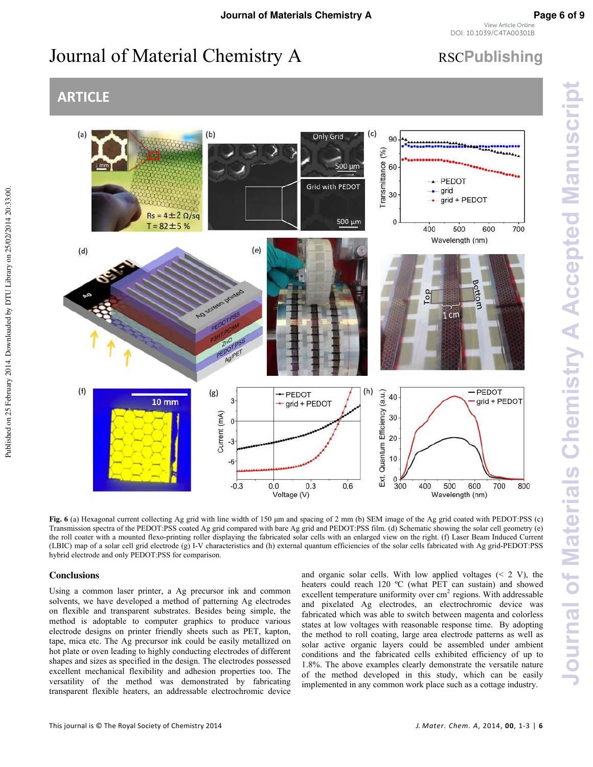**Fig. 6** (a) Hexagonal current collecting Ag grid with line width of 150 µm and spacing of 2 mm (b) SEM image of the Ag grid coated with PEDOT:PSS (c) Transmission spectra of the PEDOT:PSS coated Ag grid compared with bare Ag grid and PEDOT:PSS film. (d) Schematic showing the solar cell geometry (e) the roll coater with a mounted flexo-printing roller displaying the fabricated solar cells with an enlarged view on the right. (f) Laser Beam Induced Current (LBIC) map of a solar cell grid electrode (g) I-V characteristics and (h) external quantum efficiencies of the solar cells fabricated with Ag grid-PEDOT:PSS hybrid electrode and only PEDOT:PSS for comparison.

## Conclusions

Using a common laser printer, a Ag precursor ink and common solvents, we have developed a method of patterning Ag electrodes on flexible and transparent substrates. Besides being simple, the method is adoptable to computer graphics to produce various electrode designs on printer friendly sheets such as PET, kapton, tape, mica etc. The Ag precursor ink could be easily metallized on hot plate or oven leading to highly conducting electrodes of different shapes and sizes as specified in the design. The electrodes possessed excellent mechanical flexibility and adhesion properties too. The versatility of the method was demonstrated by fabricating transparent flexible heaters, an addressable electrochromic device and organic solar cells. With low applied voltages (< 2 V), the heaters could reach 120 ºC (what PET can sustain) and showed excellent temperature uniformity over $cm^2$ regions. With addressable and pixelated Ag electrodes, an electrochromic device was fabricated which was able to switch between magenta and colorless states at low voltages with reasonable response time. By adopting the method to roll coating, large area electrode patterns as well as solar active organic layers could be assembled under ambient conditions and the fabricated cells exhibited efficiency of up to 1.8%. The above examples clearly demonstrate the versatile nature of the method developed in this study, which can be easily implemented in any common work place such as a cottage industry.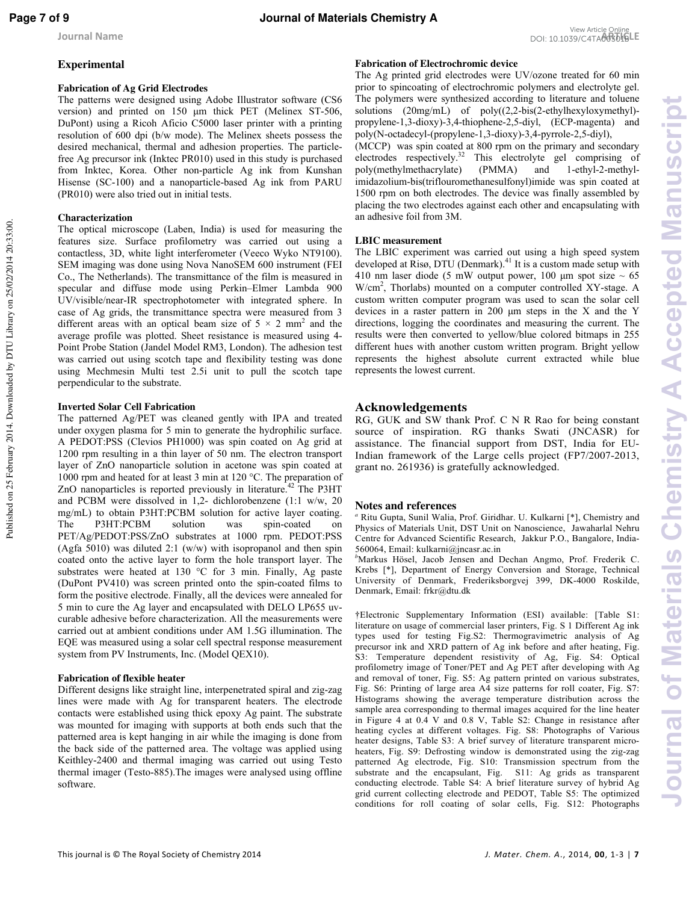## Experimental

### Fabrication of Ag Grid Electrodes

The patterns were designed using Adobe Illustrator software (CS6 version) and printed on 150 µm thick PET (Melinex ST-506, DuPont) using a Ricoh Aficio C5000 laser printer with a printing resolution of 600 dpi (b/w mode). The Melinex sheets possess the desired mechanical, thermal and adhesion properties. The particle-free Ag precursor ink (Inktec PR010) used in this study is purchased from Inktec, Korea. Other non-particle Ag ink from Kunshan Hisense (SC-100) and a nanoparticle-based Ag ink from PARU (PR010) were also tried out in initial tests.

### Characterization

The optical microscope (Laben, India) is used for measuring the features size. Surface profilometry was carried out using a contactless, 3D, white light interferometer (Veeco Wyko NT9100). SEM imaging was done using Nova NanoSEM 600 instrument (FEI Co., The Netherlands). The transmittance of the film is measured in specular and diffuse mode using Perkin–Elmer Lambda 900 UV/visible/near-IR spectrophotometer with integrated sphere. In case of Ag grids, the transmittance spectra were measured from 3 different areas with an optical beam size of $5 \times 2$ mm$^2$ and the average profile was plotted. Sheet resistance is measured using 4-Point Probe Station (Jandel Model RM3, London). The adhesion test was carried out using scotch tape and flexibility testing was done using Mechmesin Multi test 2.5i unit to pull the scotch tape perpendicular to the substrate.

### Inverted Solar Cell Fabrication

The patterned Ag/PET was cleaned gently with IPA and treated under oxygen plasma for 5 min to generate the hydrophilic surface. A PEDOT:PSS (Clevios PH1000) was spin coated on Ag grid at 1200 rpm resulting in a thin layer of 50 nm. The electron transport layer of ZnO nanoparticle solution in acetone was spin coated at 1000 rpm and heated for at least 3 min at 120 °C. The preparation of ZnO nanoparticles is reported previously in literature.[42] The P3HT and PCBM were dissolved in 1,2- dichlorobenzene (1:1 w/w, 20 mg/mL) to obtain P3HT:PCBM solution for active layer coating. The P3HT:PCBM solution was spin-coated on PET/Ag/PEDOT:PSS/ZnO substrates at 1000 rpm. PEDOT:PSS (Agfa 5010) was diluted 2:1 (w/w) with isopropanol and then spin coated onto the active layer to form the hole transport layer. The substrates were heated at 130 °C for 3 min. Finally, Ag paste (DuPont PV410) was screen printed onto the spin-coated films to form the positive electrode. Finally, all the devices were annealed for 5 min to cure the Ag layer and encapsulated with DELO LP655 uv-curable adhesive before characterization. All the measurements were carried out at ambient conditions under AM 1.5G illumination. The EQE was measured using a solar cell spectral response measurement system from PV Instruments, Inc. (Model QEX10).

### Fabrication of flexible heater

Different designs like straight line, interpenetrated spiral and zig-zag lines were made with Ag for transparent heaters. The electrode contacts were established using thick epoxy Ag paint. The substrate was mounted for imaging with supports at both ends such that the patterned area is kept hanging in air while the imaging is done from the back side of the patterned area. The voltage was applied using Keithley-2400 and thermal imaging was carried out using Testo thermal imager (Testo-885).The images were analysed using offline software.

### Fabrication of Electrochromic device

The Ag printed grid electrodes were UV/ozone treated for 60 min prior to spincoating of electrochromic polymers and electrolyte gel. The polymers were synthesized according to literature and toluene solutions (20mg/mL) of poly((2,2-bis(2-ethylhexyloxymethyl)-propylene-1,3-dioxy)-3,4-thiophene-2,5-diyl, (ECP-magenta) and poly(N-octadecyl-(propylene-1,3-dioxy)-3,4-pyrrole-2,5-diyl), (MCCP) was spin coated at 800 rpm on the primary and secondary electrodes respectively.[32] This electrolyte gel comprising of poly(methylmethacrylate) (PMMA) and 1-ethyl-2-methyl-imidazolium-bis(triflouromethanesulfonyl)imide was spin coated at 1500 rpm on both electrodes. The device was finally assembled by placing the two electrodes against each other and encapsulating with an adhesive foil from 3M.

### LBIC measurement

The LBIC experiment was carried out using a high speed system developed at Risø, DTU (Denmark).[41] It is a custom made setup with 410 nm laser diode (5 mW output power, 100 µm spot size ~ 65 W/cm$^2$, Thorlabs) mounted on a computer controlled XY-stage. A custom written computer program was used to scan the solar cell devices in a raster pattern in 200 µm steps in the X and the Y directions, logging the coordinates and measuring the current. The results were then converted to yellow/blue colored bitmaps in 255 different hues with another custom written program. Bright yellow represents the highest absolute current extracted while blue represents the lowest current.

## Acknowledgements

RG, GUK and SW thank Prof. C N R Rao for being constant source of inspiration. RG thanks Swati (JNCASR) for assistance. The financial support from DST, India for EU-Indian framework of the Large cells project (FP7/2007-2013, grant no. 261936) is gratefully acknowledged.

## Notes and references

[a] Ritu Gupta, Sunil Walia, Prof. Giridhar. U. Kulkarni [*], Chemistry and Physics of Materials Unit, DST Unit on Nanoscience, Jawaharlal Nehru Centre for Advanced Scientific Research, Jakkur P.O., Bangalore, India-560064, Email: kulkarni@jncasr.ac.in

[b] Markus Hösel, Jacob Jensen and Dechan Angmo, Prof. Frederik C. Krebs [*], Department of Energy Conversion and Storage, Technical University of Denmark, Frederiksborgvej 399, DK-4000 Roskilde, Denmark, Email: frkr@dtu.dk

†Electronic Supplementary Information (ESI) available: [Table S1: literature on usage of commercial laser printers, Fig. S 1 Different Ag ink types used for testing Fig.S2: Thermogravimetric analysis of Ag precursor ink and XRD pattern of Ag ink before and after heating, Fig. S3: Temperature dependent resistivity of Ag, Fig. S4: Optical profilometry image of Toner/PET and Ag PET after developing with Ag and removal of toner, Fig. S5: Ag pattern printed on various substrates, Fig. S6: Printing of large area A4 size patterns for roll coater, Fig. S7: Histograms showing the average temperature distribution across the sample area corresponding to thermal images acquired for the line heater in Figure 4 at 0.4 V and 0.8 V, Table S2: Change in resistance after heating cycles at different voltages. Fig. S8: Photographs of Various heater designs, Table S3: A brief survey of literature transparent micro-heaters, Fig. S9: Defrosting window is demonstrated using the zig-zag patterned Ag electrode, Fig. S10: Transmission spectrum from the substrate and the encapsulant, Fig. S11: Ag grids as transparent conducting electrode. Table S4: A brief literature survey of hybrid Ag grid current collecting electrode and PEDOT, Table S5: The optimized conditions for roll coating of solar cells, Fig. S12: Photographs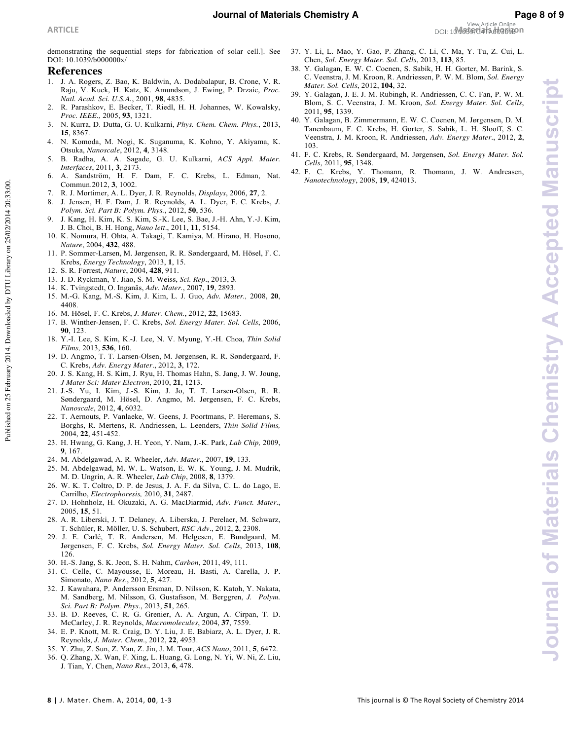demonstrating the sequential steps for fabrication of solar cell.]. See DOI: 10.1039/b000000x/

## References

1. J. A. Rogers, Z. Bao, K. Baldwin, A. Dodabalapur, B. Crone, V. R. Raju, V. Kuck, H. Katz, K. Amundson, J. Ewing, P. Drzaic, *Proc. Natl. Acad. Sci. U.S.A.*, 2001, **98**, 4835.
2. R. Parashkov, E. Becker, T. Riedl, H. H. Johannes, W. Kowalsky, *Proc. IEEE.,* 2005, **93**, 1321.
3. N. Kurra, D. Dutta, G. U. Kulkarni, *Phys. Chem. Chem. Phys.*, 2013, **15**, 8367.
4. N. Komoda, M. Nogi, K. Suganuma, K. Kohno, Y. Akiyama, K. Otsuka, *Nanoscale*, 2012, **4**, 3148.
5. B. Radha, A. A. Sagade, G. U. Kulkarni, *ACS Appl. Mater. Interfaces*, 2011, **3**, 2173.
6. A. Sandström, H. F. Dam, F. C. Krebs, L. Edman, Nat. Commun.2012, **3**, 1002.
7. R. J. Mortimer, A. L. Dyer, J. R. Reynolds, *Displays*, 2006, **27**, 2.
8. J. Jensen, H. F. Dam, J. R. Reynolds, A. L. Dyer, F. C. Krebs, *J. Polym. Sci. Part B: Polym. Phys.*, 2012, **50**, 536.
9. J. Kang, H. Kim, K. S. Kim, S.-K. Lee, S. Bae, J.-H. Ahn, Y.-J. Kim, J. B. Choi, B. H. Hong, *Nano lett*., 2011, **11**, 5154.
10. K. Nomura, H. Ohta, A. Takagi, T. Kamiya, M. Hirano, H. Hosono, *Nature*, 2004, **432**, 488.
11. P. Sommer-Larsen, M. Jørgensen, R. R. Søndergaard, M. Hösel, F. C. Krebs, *Energy Technology*, 2013, **1**, 15.
12. S. R. Forrest, *Nature*, 2004, **428**, 911.
13. J. D. Ryckman, Y. Jiao, S. M. Weiss, *Sci. Rep*., 2013, **3**.
14. K. Tvingstedt, O. Inganäs, *Adv. Mater.*, 2007, **19**, 2893.
15. M.-G. Kang, M.-S. Kim, J. Kim, L. J. Guo, *Adv. Mater.,* 2008, **20**, 4408.
16. M. Hösel, F. C. Krebs, *J. Mater. Chem.*, 2012, **22**, 15683.
17. B. Winther-Jensen, F. C. Krebs, *Sol. Energy Mater. Sol. Cells*, 2006, **90**, 123.
18. Y.-I. Lee, S. Kim, K.-J. Lee, N. V. Myung, Y.-H. Choa, *Thin Solid Films,* 2013, **536**, 160.
19. D. Angmo, T. T. Larsen-Olsen, M. Jørgensen, R. R. Søndergaard, F. C. Krebs, *Adv. Energy Mater*., 2012, **3**, 172.
20. J. S. Kang, H. S. Kim, J. Ryu, H. Thomas Hahn, S. Jang, J. W. Joung, *J Mater Sci: Mater Electron*, 2010, **21**, 1213.
21. J.-S. Yu, I. Kim, J.-S. Kim, J. Jo, T. T. Larsen-Olsen, R. R. Søndergaard, M. Hösel, D. Angmo, M. Jørgensen, F. C. Krebs, *Nanoscale*, 2012, **4**, 6032.
22. T. Aernouts, P. Vanlaeke, W. Geens, J. Poortmans, P. Heremans, S. Borghs, R. Mertens, R. Andriessen, L. Leenders, *Thin Solid Films,* 2004, **22**, 451-452.
23. H. Hwang, G. Kang, J. H. Yeon, Y. Nam, J.-K. Park, *Lab Chip,* 2009, **9**, 167.
24. M. Abdelgawad, A. R. Wheeler, *Adv. Mater*., 2007, **19**, 133.
25. M. Abdelgawad, M. W. L. Watson, E. W. K. Young, J. M. Mudrik, M. D. Ungrin, A. R. Wheeler, *Lab Chip*, 2008, **8**, 1379.
26. W. K. T. Coltro, D. P. de Jesus, J. A. F. da Silva, C. L. do Lago, E. Carrilho, *Electrophoresis,* 2010, **31**, 2487.
27. D. Hohnholz, H. Okuzaki, A. G. MacDiarmid, *Adv. Funct. Mater*., 2005, **15**, 51.
28. A. R. Liberski, J. T. Delaney, A. Liberska, J. Perelaer, M. Schwarz, T. Schüler, R. Möller, U. S. Schubert, *RSC Adv*., 2012, **2**, 2308.
29. J. E. Carlé, T. R. Andersen, M. Helgesen, E. Bundgaard, M. Jørgensen, F. C. Krebs, *Sol. Energy Mater. Sol. Cells*, 2013, **108**, 126.
30. H.-S. Jang, S. K. Jeon, S. H. Nahm, *Carbon*, 2011, 49, 111.
31. C. Celle, C. Mayousse, E. Moreau, H. Basti, A. Carella, J. P. Simonato, *Nano Res*., 2012, **5**, 427.
32. J. Kawahara, P. Andersson Ersman, D. Nilsson, K. Katoh, Y. Nakata, M. Sandberg, M. Nilsson, G. Gustafsson, M. Berggren, *J. Polym. Sci. Part B: Polym. Phys*., 2013, **51**, 265.
33. B. D. Reeves, C. R. G. Grenier, A. A. Argun, A. Cirpan, T. D. McCarley, J. R. Reynolds, *Macromolecules*, 2004, **37**, 7559.
34. E. P. Knott, M. R. Craig, D. Y. Liu, J. E. Babiarz, A. L. Dyer, J. R. Reynolds, *J. Mater. Chem*., 2012, **22**, 4953.
35. Y. Zhu, Z. Sun, Z. Yan, Z. Jin, J. M. Tour, *ACS Nano*, 2011, **5**, 6472.
36. Q. Zhang, X. Wan, F. Xing, L. Huang, G. Long, N. Yi, W. Ni, Z. Liu, J. Tian, Y. Chen, *Nano Res*., 2013, **6**, 478.
37. Y. Li, L. Mao, Y. Gao, P. Zhang, C. Li, C. Ma, Y. Tu, Z. Cui, L. Chen, *Sol. Energy Mater. Sol. Cells*, 2013, **113**, 85.
38. Y. Galagan, E. W. C. Coenen, S. Sabik, H. H. Gorter, M. Barink, S. C. Veenstra, J. M. Kroon, R. Andriessen, P. W. M. Blom, *Sol. Energy Mater. Sol. Cells*, 2012, **104**, 32.
39. Y. Galagan, J. E. J. M. Rubingh, R. Andriessen, C. C. Fan, P. W. M. Blom, S. C. Veenstra, J. M. Kroon, *Sol. Energy Mater. Sol. Cells*, 2011, **95**, 1339.
40. Y. Galagan, B. Zimmermann, E. W. C. Coenen, M. Jørgensen, D. M. Tanenbaum, F. C. Krebs, H. Gorter, S. Sabik, L. H. Slooff, S. C. Veenstra, J. M. Kroon, R. Andriessen, *Adv. Energy Mater*., 2012, **2**, 103.
41. F. C. Krebs, R. Søndergaard, M. Jørgensen, *Sol. Energy Mater. Sol. Cells*, 2011, **95**, 1348.
42. F. C. Krebs, Y. Thomann, R. Thomann, J. W. Andreasen, *Nanotechnology*, 2008, **19**, 424013.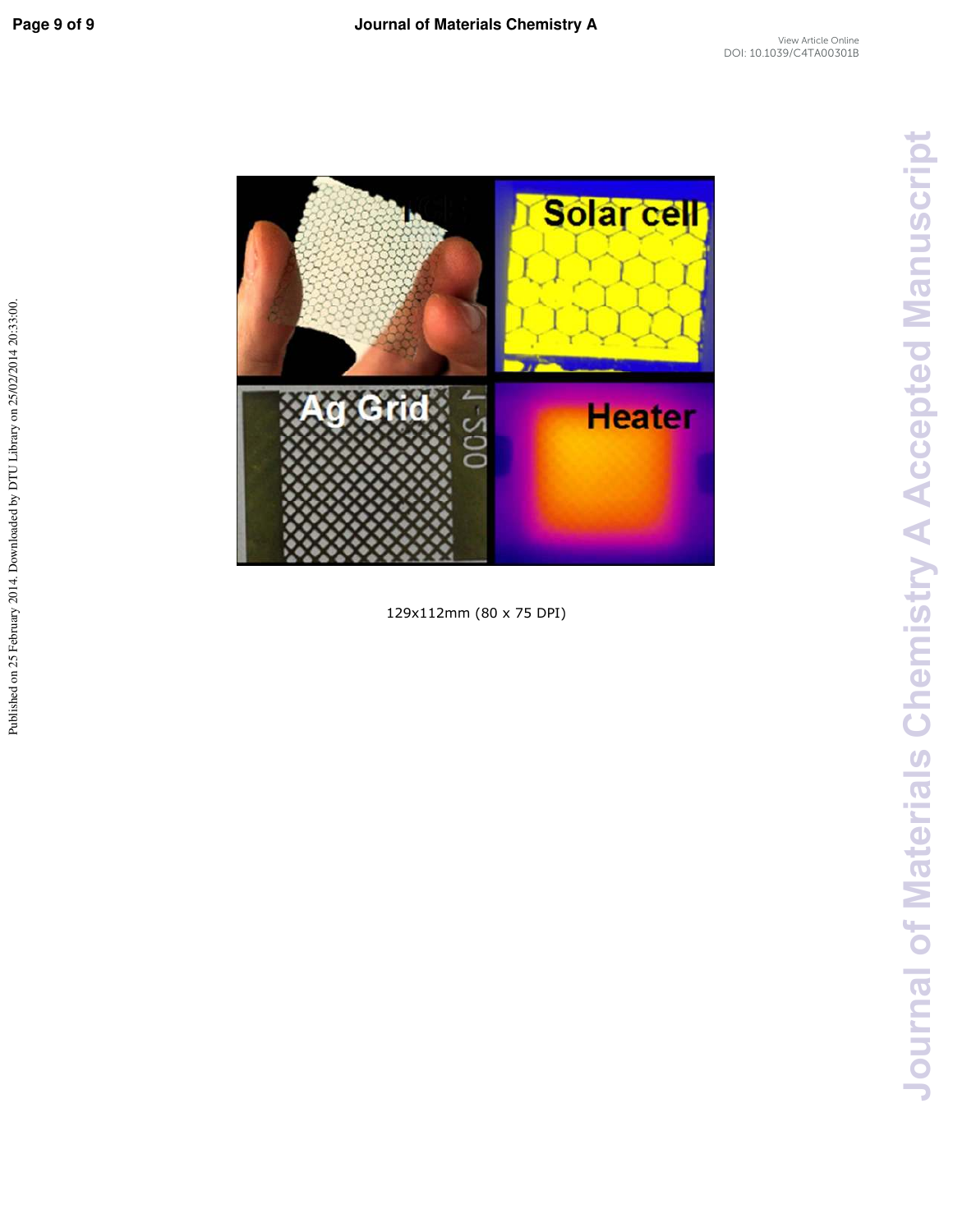129x112mm (80 x 75 DPI)